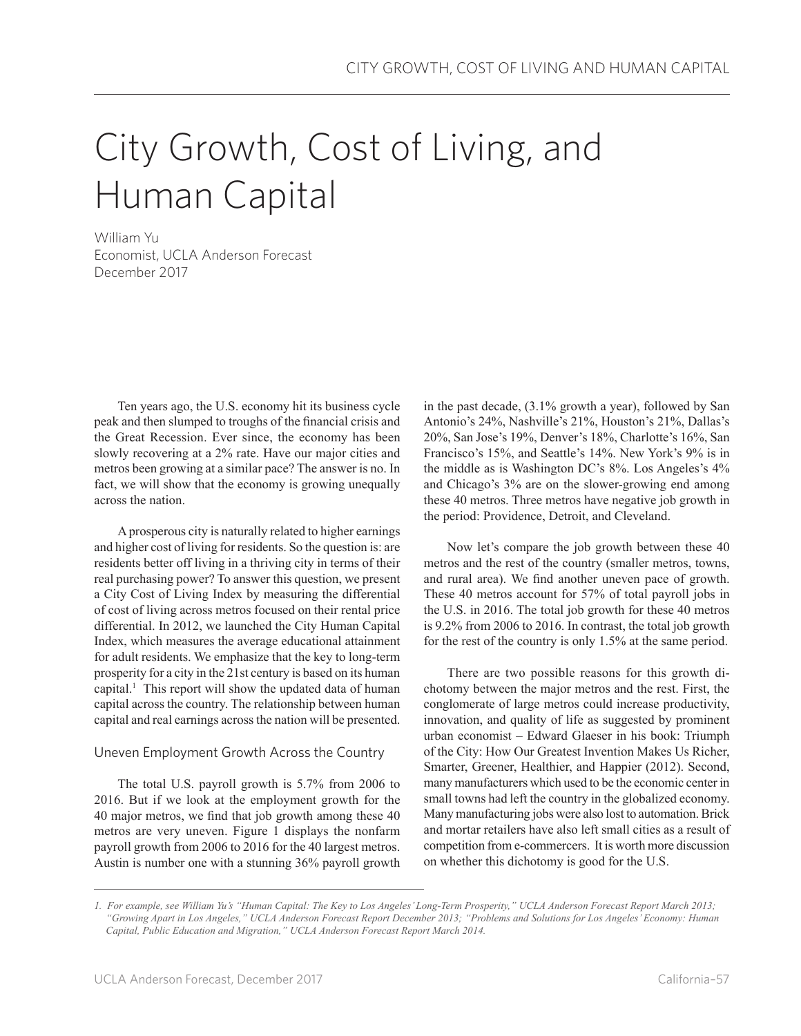# City Growth, Cost of Living, and Human Capital

William Yu
Economist, UCLA Anderson Forecast
December 2017

Ten years ago, the U.S. economy hit its business cycle peak and then slumped to troughs of the financial crisis and the Great Recession. Ever since, the economy has been slowly recovering at a 2% rate. Have our major cities and metros been growing at a similar pace? The answer is no. In fact, we will show that the economy is growing unequally across the nation.

A prosperous city is naturally related to higher earnings and higher cost of living for residents. So the question is: are residents better off living in a thriving city in terms of their real purchasing power? To answer this question, we present a City Cost of Living Index by measuring the differential of cost of living across metros focused on their rental price differential. In 2012, we launched the City Human Capital Index, which measures the average educational attainment for adult residents. We emphasize that the key to long-term prosperity for a city in the 21st century is based on its human capital.[1] This report will show the updated data of human capital across the country. The relationship between human capital and real earnings across the nation will be presented.

## Uneven Employment Growth Across the Country

The total U.S. payroll growth is 5.7% from 2006 to 2016. But if we look at the employment growth for the 40 major metros, we find that job growth among these 40 metros are very uneven. Figure 1 displays the nonfarm payroll growth from 2006 to 2016 for the 40 largest metros. Austin is number one with a stunning 36% payroll growth in the past decade, (3.1% growth a year), followed by San Antonio's 24%, Nashville's 21%, Houston's 21%, Dallas's 20%, San Jose's 19%, Denver's 18%, Charlotte's 16%, San Francisco's 15%, and Seattle's 14%. New York's 9% is in the middle as is Washington DC's 8%. Los Angeles's 4% and Chicago's 3% are on the slower-growing end among these 40 metros. Three metros have negative job growth in the period: Providence, Detroit, and Cleveland.

Now let's compare the job growth between these 40 metros and the rest of the country (smaller metros, towns, and rural area). We find another uneven pace of growth. These 40 metros account for 57% of total payroll jobs in the U.S. in 2016. The total job growth for these 40 metros is 9.2% from 2006 to 2016. In contrast, the total job growth for the rest of the country is only 1.5% at the same period.

There are two possible reasons for this growth dichotomy between the major metros and the rest. First, the conglomerate of large metros could increase productivity, innovation, and quality of life as suggested by prominent urban economist – Edward Glaeser in his book: Triumph of the City: How Our Greatest Invention Makes Us Richer, Smarter, Greener, Healthier, and Happier (2012). Second, many manufacturers which used to be the economic center in small towns had left the country in the globalized economy. Many manufacturing jobs were also lost to automation. Brick and mortar retailers have also left small cities as a result of competition from e-commercers. It is worth more discussion on whether this dichotomy is good for the U.S.

---

*1. For example, see William Yu's "Human Capital: The Key to Los Angeles' Long-Term Prosperity," UCLA Anderson Forecast Report March 2013; "Growing Apart in Los Angeles," UCLA Anderson Forecast Report December 2013; "Problems and Solutions for Los Angeles' Economy: Human Capital, Public Education and Migration," UCLA Anderson Forecast Report March 2014.*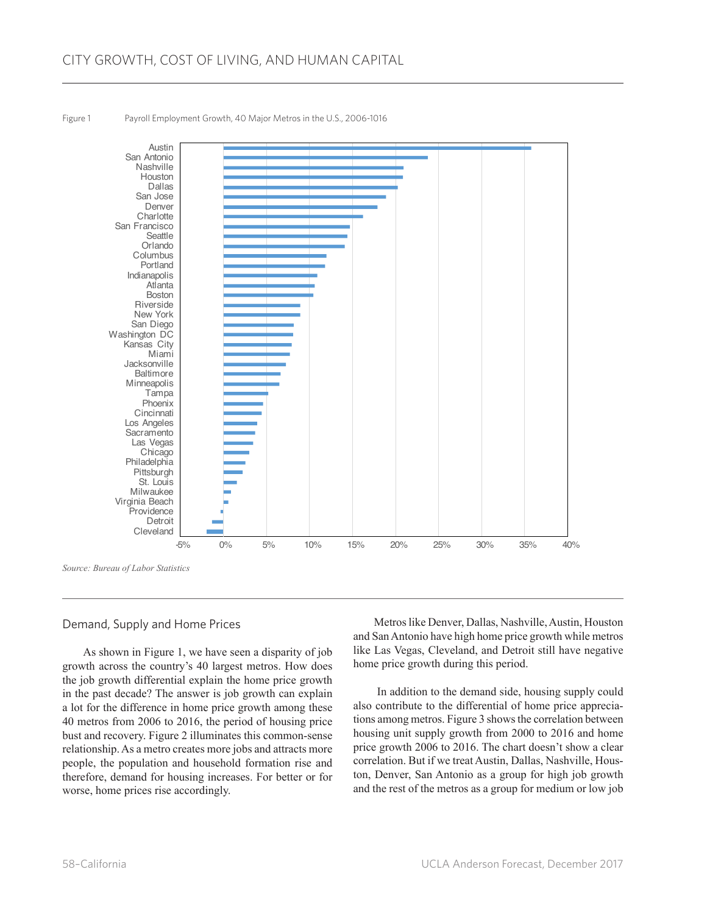Figure 1 Payroll Employment Growth, 40 Major Metros in the U.S., 2006-1016

*Source: Bureau of Labor Statistics*

## Demand, Supply and Home Prices

As shown in Figure 1, we have seen a disparity of job growth across the country's 40 largest metros. How does the job growth differential explain the home price growth in the past decade? The answer is job growth can explain a lot for the difference in home price growth among these 40 metros from 2006 to 2016, the period of housing price bust and recovery. Figure 2 illuminates this common-sense relationship. As a metro creates more jobs and attracts more people, the population and household formation rise and therefore, demand for housing increases. For better or for worse, home prices rise accordingly.

Metros like Denver, Dallas, Nashville, Austin, Houston and San Antonio have high home price growth while metros like Las Vegas, Cleveland, and Detroit still have negative home price growth during this period.

In addition to the demand side, housing supply could also contribute to the differential of home price appreciations among metros. Figure 3 shows the correlation between housing unit supply growth from 2000 to 2016 and home price growth 2006 to 2016. The chart doesn't show a clear correlation. But if we treat Austin, Dallas, Nashville, Houston, Denver, San Antonio as a group for high job growth and the rest of the metros as a group for medium or low job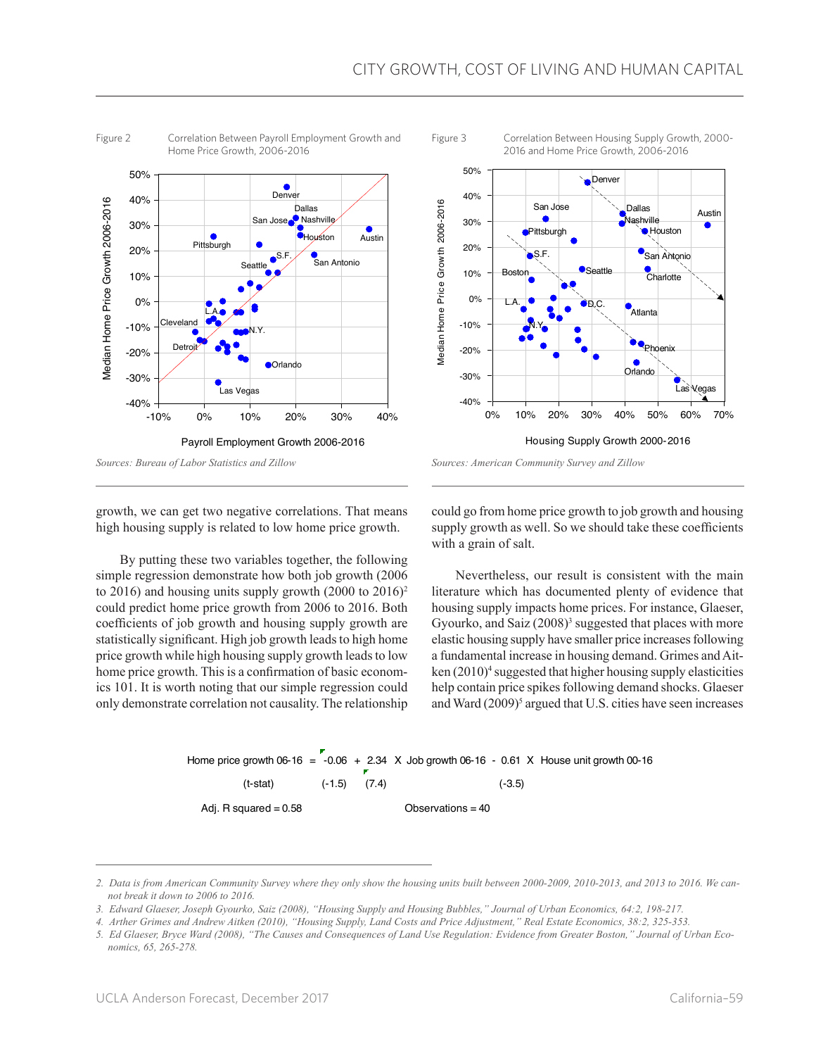Figure 2 Correlation Between Payroll Employment Growth and Home Price Growth, 2006-2016

Sources: Bureau of Labor Statistics and Zillow

Figure 3 Correlation Between Housing Supply Growth, 2000-2016 and Home Price Growth, 2006-2016

Sources: American Community Survey and Zillow

growth, we can get two negative correlations. That means high housing supply is related to low home price growth.

By putting these two variables together, the following simple regression demonstrate how both job growth (2006 to 2016) and housing units supply growth (2000 to 2016)[2] could predict home price growth from 2006 to 2016. Both coefficients of job growth and housing supply growth are statistically significant. High job growth leads to high home price growth while high housing supply growth leads to low home price growth. This is a confirmation of basic economics 101. It is worth noting that our simple regression could only demonstrate correlation not causality. The relationship could go from home price growth to job growth and housing supply growth as well. So we should take these coefficients with a grain of salt.

Nevertheless, our result is consistent with the main literature which has documented plenty of evidence that housing supply impacts home prices. For instance, Glaeser, Gyourko, and Saiz (2008)[3] suggested that places with more elastic housing supply have smaller price increases following a fundamental increase in housing demand. Grimes and Aitken (2010)[4] suggested that higher housing supply elasticities help contain price spikes following demand shocks. Glaeser and Ward (2009)[5] argued that U.S. cities have seen increases

$$\text{Home price growth 06-16} = -0.06 + 2.34 \times \text{Job growth 06-16} - 0.61 \times \text{House unit growth 00-16}$$

(t-stat) (-1.5) (7.4) (-3.5)

Adj. R squared = 0.58 Observations = 40

2. Data is from American Community Survey where they only show the housing units built between 2000-2009, 2010-2013, and 2013 to 2016. We cannot break it down to 2006 to 2016.

3. Edward Glaeser, Joseph Gyourko, Saiz (2008), "Housing Supply and Housing Bubbles," Journal of Urban Economics, 64:2, 198-217.

4. Arther Grimes and Andrew Aitken (2010), "Housing Supply, Land Costs and Price Adjustment," Real Estate Economics, 38:2, 325-353.

5. Ed Glaeser, Bryce Ward (2008), "The Causes and Consequences of Land Use Regulation: Evidence from Greater Boston," Journal of Urban Economics, 65, 265-278.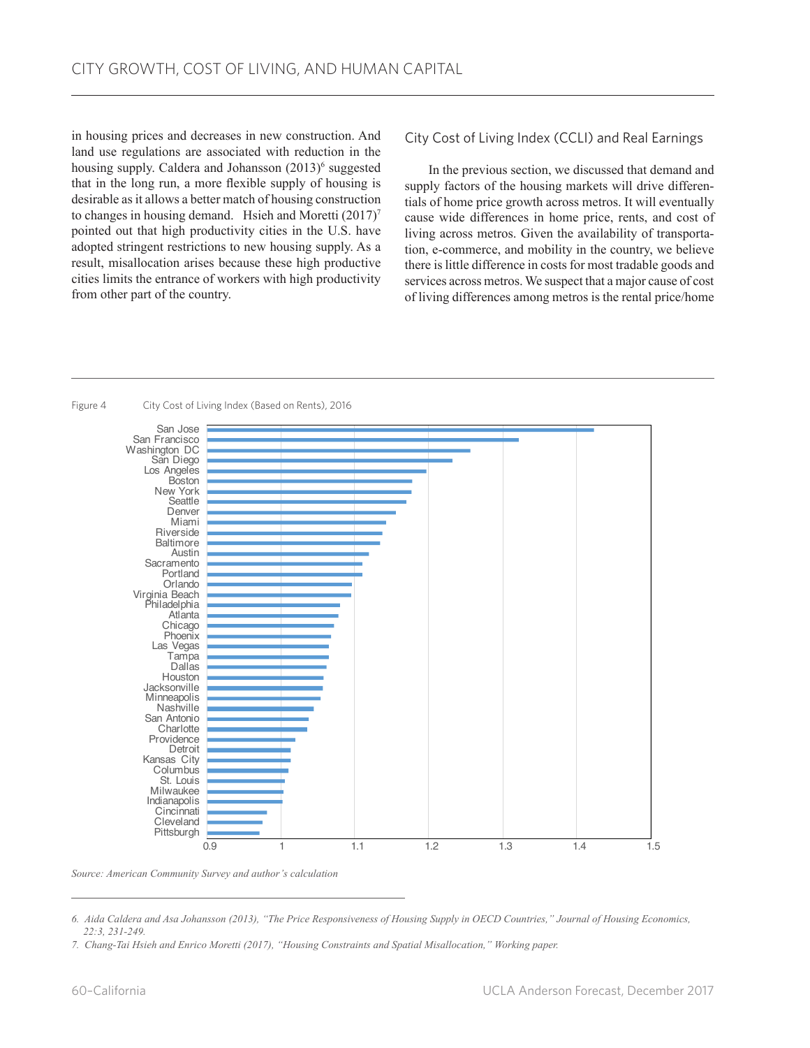in housing prices and decreases in new construction. And land use regulations are associated with reduction in the housing supply. Caldera and Johansson (2013)[6] suggested that in the long run, a more flexible supply of housing is desirable as it allows a better match of housing construction to changes in housing demand. Hsieh and Moretti (2017)[7] pointed out that high productivity cities in the U.S. have adopted stringent restrictions to new housing supply. As a result, misallocation arises because these high productive cities limits the entrance of workers with high productivity from other part of the country.

## City Cost of Living Index (CCLI) and Real Earnings

In the previous section, we discussed that demand and supply factors of the housing markets will drive differentials of home price growth across metros. It will eventually cause wide differences in home price, rents, and cost of living across metros. Given the availability of transportation, e-commerce, and mobility in the country, we believe there is little difference in costs for most tradable goods and services across metros. We suspect that a major cause of cost of living differences among metros is the rental price/home

Figure 4 City Cost of Living Index (Based on Rents), 2016

| Metro | Index (approx.) |
|---|---|
| San Jose | 1.42 |
| San Francisco | 1.32 |
| Washington DC | 1.26 |
| San Diego | 1.23 |
| Los Angeles | 1.20 |
| Boston | 1.18 |
| New York | 1.18 |
| Seattle | 1.17 |
| Denver | 1.16 |
| Miami | 1.14 |
| Riverside | 1.14 |
| Baltimore | 1.13 |
| Austin | 1.12 |
| Sacramento | 1.11 |
| Portland | 1.11 |
| Orlando | 1.10 |
| Virginia Beach | 1.10 |
| Philadelphia | 1.08 |
| Atlanta | 1.08 |
| Chicago | 1.07 |
| Phoenix | 1.07 |
| Las Vegas | 1.07 |
| Tampa | 1.07 |
| Dallas | 1.06 |
| Houston | 1.06 |
| Jacksonville | 1.06 |
| Minneapolis | 1.05 |
| Nashville | 1.04 |
| San Antonio | 1.04 |
| Charlotte | 1.04 |
| Providence | 1.02 |
| Detroit | 1.01 |
| Kansas City | 1.01 |
| Columbus | 1.01 |
| St. Louis | 1.01 |
| Milwaukee | 1.00 |
| Indianapolis | 1.00 |
| Cincinnati | 0.98 |
| Cleveland | 0.97 |
| Pittsburgh | 0.97 |

*Source: American Community Survey and author's calculation*

---

6. *Aida Caldera and Asa Johansson (2013), "The Price Responsiveness of Housing Supply in OECD Countries," Journal of Housing Economics, 22:3, 231-249.*

7. *Chang-Tai Hsieh and Enrico Moretti (2017), "Housing Constraints and Spatial Misallocation," Working paper.*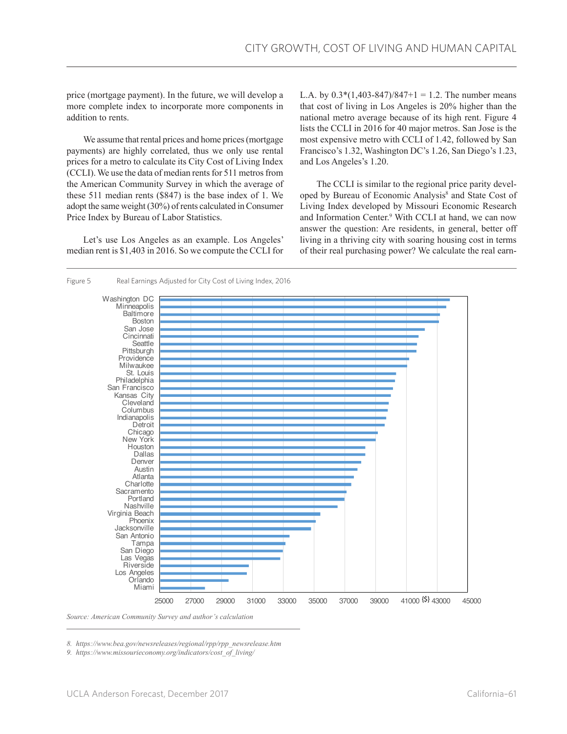price (mortgage payment). In the future, we will develop a more complete index to incorporate more components in addition to rents.

We assume that rental prices and home prices (mortgage payments) are highly correlated, thus we only use rental prices for a metro to calculate its City Cost of Living Index (CCLI). We use the data of median rents for 511 metros from the American Community Survey in which the average of these 511 median rents ($847) is the base index of 1. We adopt the same weight (30%) of rents calculated in Consumer Price Index by Bureau of Labor Statistics.

Let's use Los Angeles as an example. Los Angeles' median rent is $1,403 in 2016. So we compute the CCLI for L.A. by $0.3*(1{,}403-847)/847+1 = 1.2$. The number means that cost of living in Los Angeles is 20% higher than the national metro average because of its high rent. Figure 4 lists the CCLI in 2016 for 40 major metros. San Jose is the most expensive metro with CCLI of 1.42, followed by San Francisco's 1.32, Washington DC's 1.26, San Diego's 1.23, and Los Angeles's 1.20.

The CCLI is similar to the regional price parity developed by Bureau of Economic Analysis[8] and State Cost of Living Index developed by Missouri Economic Research and Information Center.[9] With CCLI at hand, we can now answer the question: Are residents, in general, better off living in a thriving city with soaring housing cost in terms of their real purchasing power? We calculate the real earn-

Figure 5 Real Earnings Adjusted for City Cost of Living Index, 2016

Metros shown (highest to lowest): Washington DC, Minneapolis, Baltimore, Boston, San Jose, Cincinnati, Seattle, Pittsburgh, Providence, Milwaukee, St. Louis, Philadelphia, San Francisco, Kansas City, Cleveland, Columbus, Indianapolis, Detroit, Chicago, New York, Houston, Dallas, Denver, Austin, Atlanta, Charlotte, Sacramento, Portland, Nashville, Virginia Beach, Phoenix, Jacksonville, San Antonio, Tampa, San Diego, Las Vegas, Riverside, Los Angeles, Orlando, Miami. X-axis: ($) 25000 to 45000.

*Source: American Community Survey and author's calculation*

8. *https://www.bea.gov/newsreleases/regional/rpp/rpp_newsrelease.htm*
9. *https://www.missourieconomy.org/indicators/cost_of_living/*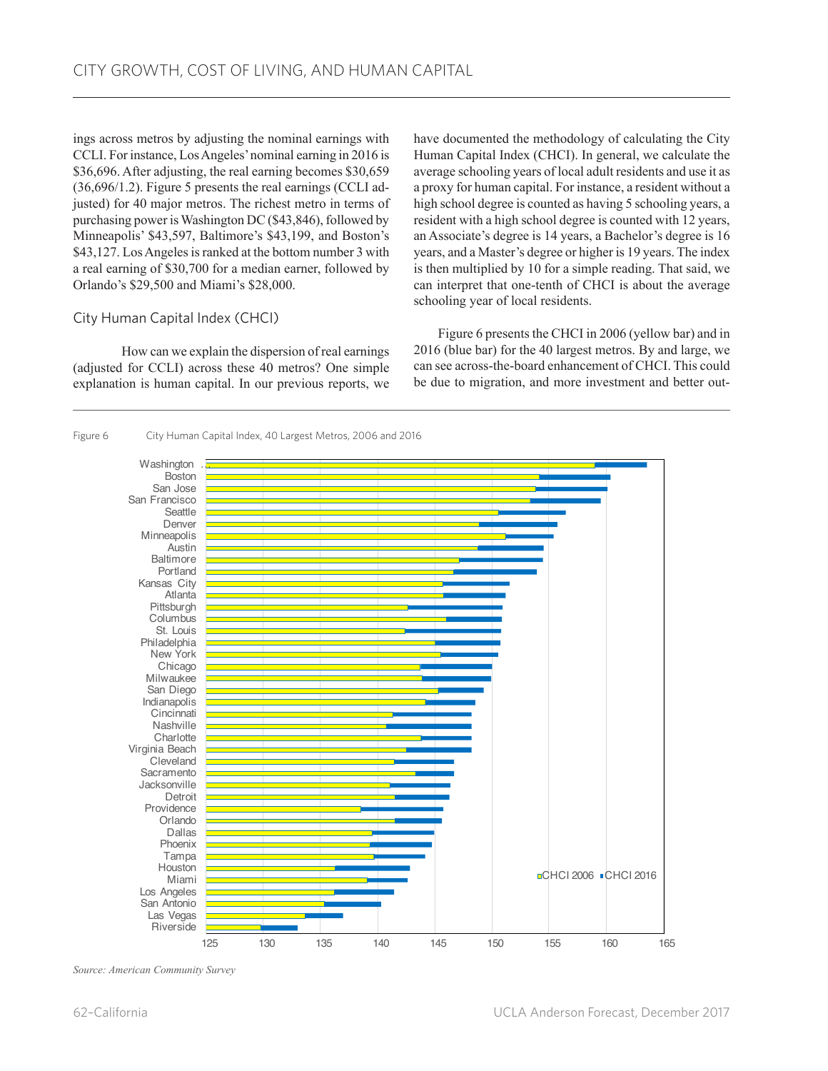ings across metros by adjusting the nominal earnings with CCLI. For instance, Los Angeles' nominal earning in 2016 is \$36,696. After adjusting, the real earning becomes \$30,659 (36,696/1.2). Figure 5 presents the real earnings (CCLI adjusted) for 40 major metros. The richest metro in terms of purchasing power is Washington DC (\$43,846), followed by Minneapolis' \$43,597, Baltimore's \$43,199, and Boston's \$43,127. Los Angeles is ranked at the bottom number 3 with a real earning of \$30,700 for a median earner, followed by Orlando's \$29,500 and Miami's \$28,000.

## City Human Capital Index (CHCI)

How can we explain the dispersion of real earnings (adjusted for CCLI) across these 40 metros? One simple explanation is human capital. In our previous reports, we have documented the methodology of calculating the City Human Capital Index (CHCI). In general, we calculate the average schooling years of local adult residents and use it as a proxy for human capital. For instance, a resident without a high school degree is counted as having 5 schooling years, a resident with a high school degree is counted with 12 years, an Associate's degree is 14 years, a Bachelor's degree is 16 years, and a Master's degree or higher is 19 years. The index is then multiplied by 10 for a simple reading. That said, we can interpret that one-tenth of CHCI is about the average schooling year of local residents.

Figure 6 presents the CHCI in 2006 (yellow bar) and in 2016 (blue bar) for the 40 largest metros. By and large, we can see across-the-board enhancement of CHCI. This could be due to migration, and more investment and better out-

Figure 6 City Human Capital Index, 40 Largest Metros, 2006 and 2016

*Source: American Community Survey*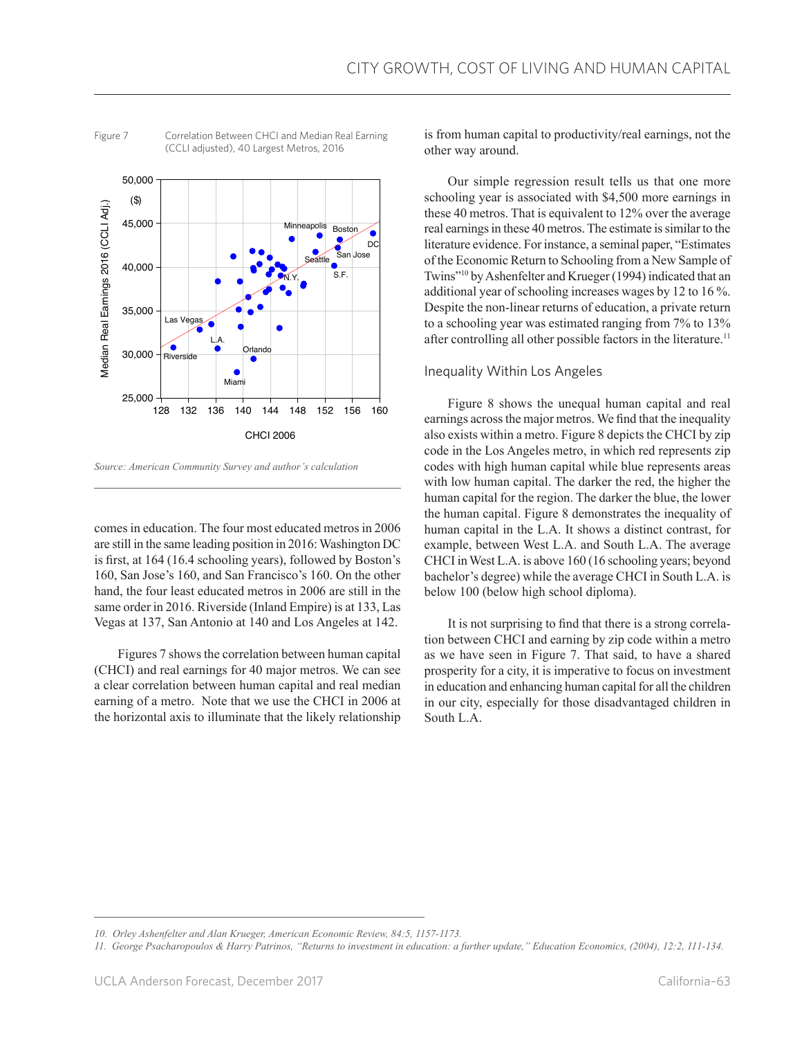Figure 7 Correlation Between CHCI and Median Real Earning (CCLI adjusted), 40 Largest Metros, 2016

Source: American Community Survey and author's calculation

comes in education. The four most educated metros in 2006 are still in the same leading position in 2016: Washington DC is first, at 164 (16.4 schooling years), followed by Boston's 160, San Jose's 160, and San Francisco's 160. On the other hand, the four least educated metros in 2006 are still in the same order in 2016. Riverside (Inland Empire) is at 133, Las Vegas at 137, San Antonio at 140 and Los Angeles at 142.

Figures 7 shows the correlation between human capital (CHCI) and real earnings for 40 major metros. We can see a clear correlation between human capital and real median earning of a metro. Note that we use the CHCI in 2006 at the horizontal axis to illuminate that the likely relationship is from human capital to productivity/real earnings, not the other way around.

Our simple regression result tells us that one more schooling year is associated with $4,500 more earnings in these 40 metros. That is equivalent to 12% over the average real earnings in these 40 metros. The estimate is similar to the literature evidence. For instance, a seminal paper, "Estimates of the Economic Return to Schooling from a New Sample of Twins"[10] by Ashenfelter and Krueger (1994) indicated that an additional year of schooling increases wages by 12 to 16 %. Despite the non-linear returns of education, a private return to a schooling year was estimated ranging from 7% to 13% after controlling all other possible factors in the literature.[11]

## Inequality Within Los Angeles

Figure 8 shows the unequal human capital and real earnings across the major metros. We find that the inequality also exists within a metro. Figure 8 depicts the CHCI by zip code in the Los Angeles metro, in which red represents zip codes with high human capital while blue represents areas with low human capital. The darker the red, the higher the human capital for the region. The darker the blue, the lower the human capital. Figure 8 demonstrates the inequality of human capital in the L.A. It shows a distinct contrast, for example, between West L.A. and South L.A. The average CHCI in West L.A. is above 160 (16 schooling years; beyond bachelor's degree) while the average CHCI in South L.A. is below 100 (below high school diploma).

It is not surprising to find that there is a strong correlation between CHCI and earning by zip code within a metro as we have seen in Figure 7. That said, to have a shared prosperity for a city, it is imperative to focus on investment in education and enhancing human capital for all the children in our city, especially for those disadvantaged children in South L.A.

10. Orley Ashenfelter and Alan Krueger, American Economic Review, 84:5, 1157-1173.

11. George Psacharopoulos & Harry Patrinos, "Returns to investment in education: a further update," Education Economics, (2004), 12:2, 111-134.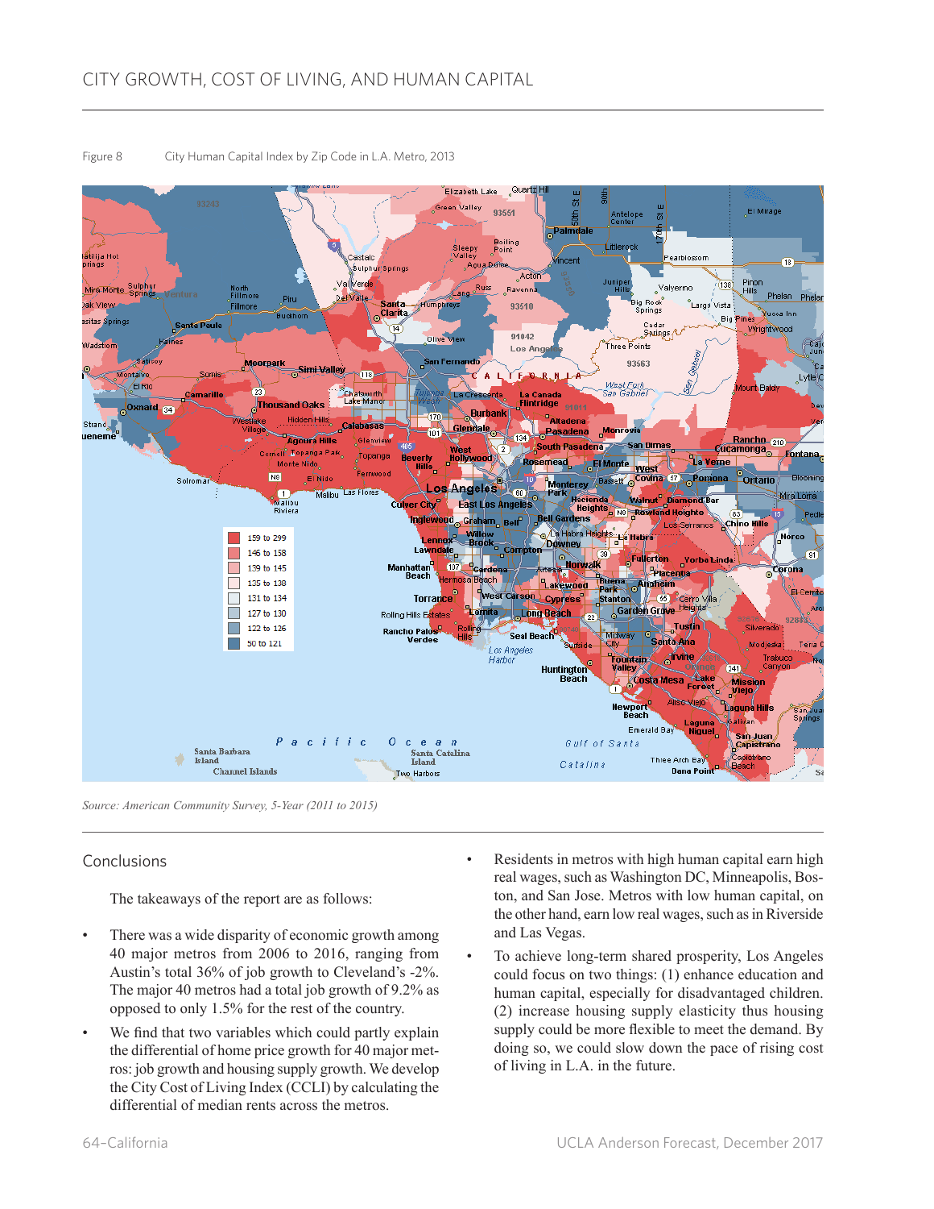Figure 8 City Human Capital Index by Zip Code in L.A. Metro, 2013

159 to 299
146 to 158
139 to 145
135 to 138
131 to 134
127 to 130
122 to 126
50 to 121

*Source: American Community Survey, 5-Year (2011 to 2015)*

## Conclusions

The takeaways of the report are as follows:

- There was a wide disparity of economic growth among 40 major metros from 2006 to 2016, ranging from Austin's total 36% of job growth to Cleveland's -2%. The major 40 metros had a total job growth of 9.2% as opposed to only 1.5% for the rest of the country.
- We find that two variables which could partly explain the differential of home price growth for 40 major metros: job growth and housing supply growth. We develop the City Cost of Living Index (CCLI) by calculating the differential of median rents across the metros.
- Residents in metros with high human capital earn high real wages, such as Washington DC, Minneapolis, Boston, and San Jose. Metros with low human capital, on the other hand, earn low real wages, such as in Riverside and Las Vegas.
- To achieve long-term shared prosperity, Los Angeles could focus on two things: (1) enhance education and human capital, especially for disadvantaged children. (2) increase housing supply elasticity thus housing supply could be more flexible to meet the demand. By doing so, we could slow down the pace of rising cost of living in L.A. in the future.